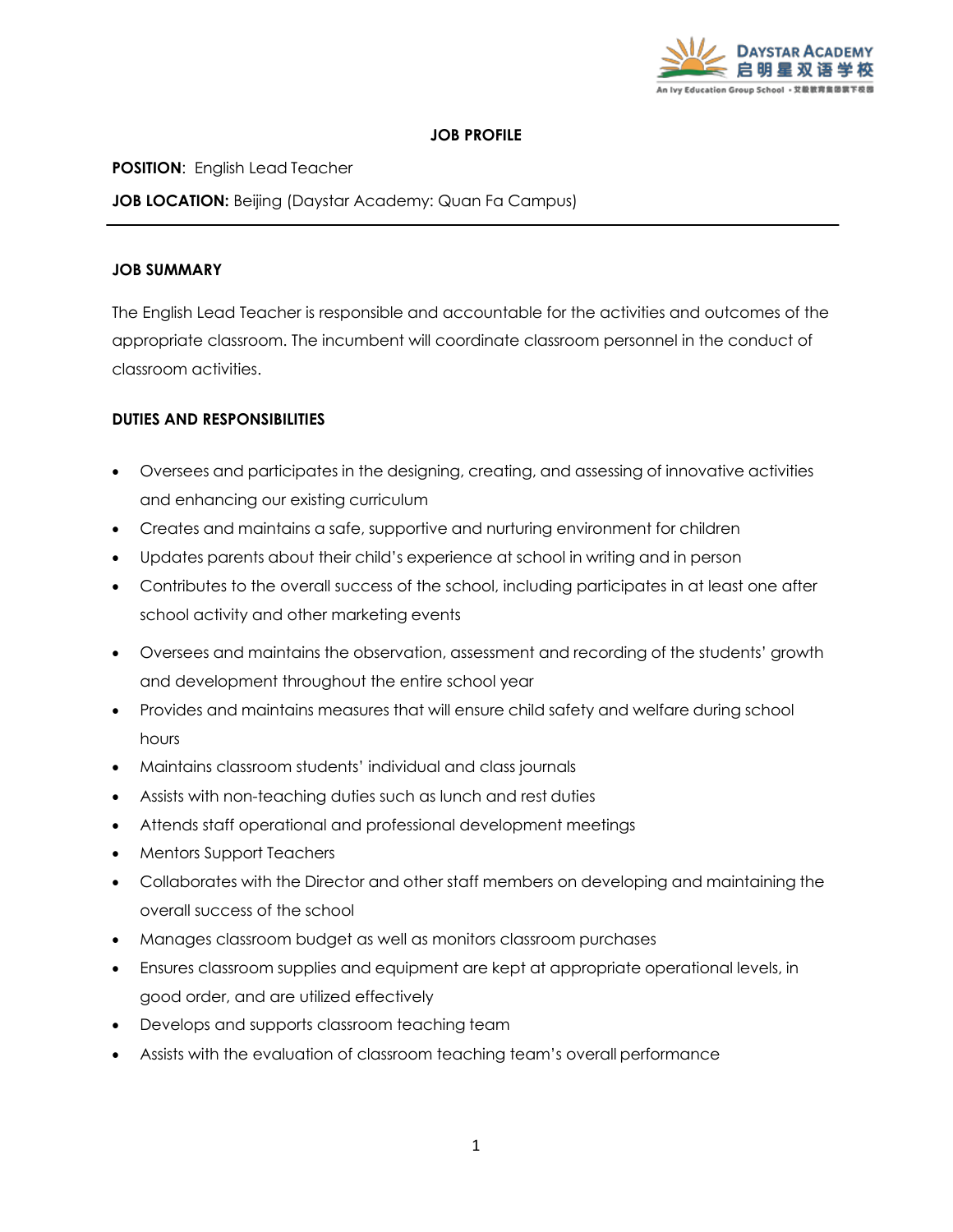# JOB PROFILE

**POSITION**: English Lead Teacher

**JOB LOCATION:** Beijing (Daystar Academy: Quan Fa Campus)

---

## JOB SUMMARY

The English Lead Teacher is responsible and accountable for the activities and outcomes of the appropriate classroom. The incumbent will coordinate classroom personnel in the conduct of classroom activities.

## DUTIES AND RESPONSIBILITIES

- Oversees and participates in the designing, creating, and assessing of innovative activities and enhancing our existing curriculum
- Creates and maintains a safe, supportive and nurturing environment for children
- Updates parents about their child's experience at school in writing and in person
- Contributes to the overall success of the school, including participates in at least one after school activity and other marketing events
- Oversees and maintains the observation, assessment and recording of the students' growth and development throughout the entire school year
- Provides and maintains measures that will ensure child safety and welfare during school hours
- Maintains classroom students' individual and class journals
- Assists with non-teaching duties such as lunch and rest duties
- Attends staff operational and professional development meetings
- Mentors Support Teachers
- Collaborates with the Director and other staff members on developing and maintaining the overall success of the school
- Manages classroom budget as well as monitors classroom purchases
- Ensures classroom supplies and equipment are kept at appropriate operational levels, in good order, and are utilized effectively
- Develops and supports classroom teaching team
- Assists with the evaluation of classroom teaching team's overall performance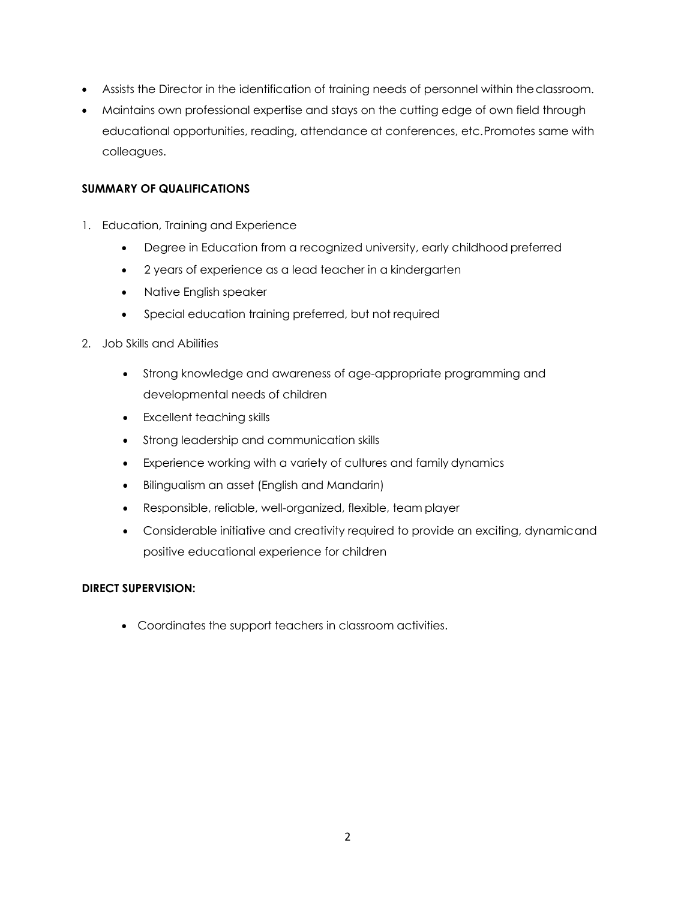- Assists the Director in the identification of training needs of personnel within the classroom.
- Maintains own professional expertise and stays on the cutting edge of own field through educational opportunities, reading, attendance at conferences, etc. Promotes same with colleagues.

**SUMMARY OF QUALIFICATIONS**

1. Education, Training and Experience
    - Degree in Education from a recognized university, early childhood preferred
    - 2 years of experience as a lead teacher in a kindergarten
    - Native English speaker
    - Special education training preferred, but not required
2. Job Skills and Abilities
    - Strong knowledge and awareness of age-appropriate programming and developmental needs of children
    - Excellent teaching skills
    - Strong leadership and communication skills
    - Experience working with a variety of cultures and family dynamics
    - Bilingualism an asset (English and Mandarin)
    - Responsible, reliable, well-organized, flexible, team player
    - Considerable initiative and creativity required to provide an exciting, dynamic and positive educational experience for children

**DIRECT SUPERVISION:**

- Coordinates the support teachers in classroom activities.